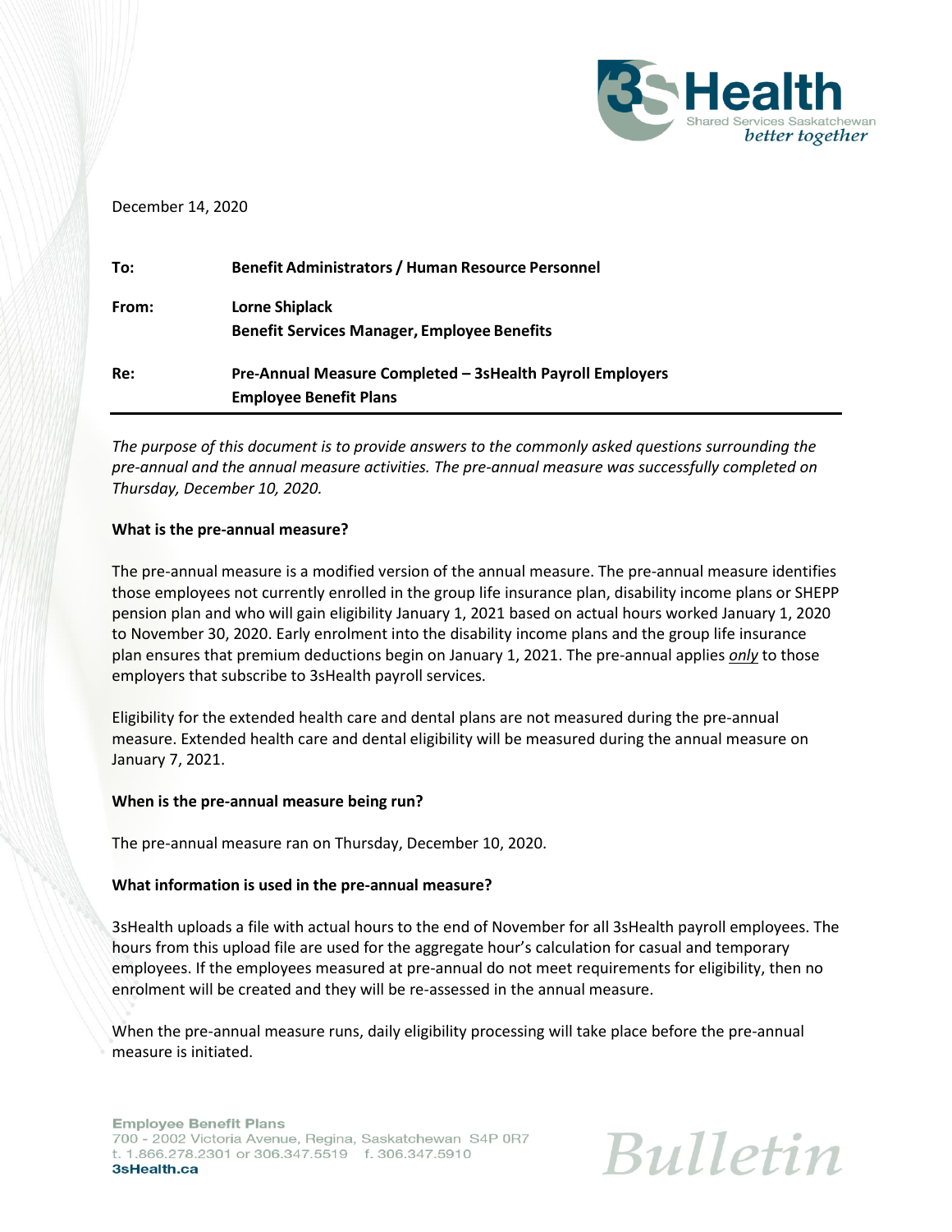December 14, 2020

| | |
|---|---|
| **To:** | **Benefit Administrators / Human Resource Personnel** |
| **From:** | **Lorne Shiplack**<br>**Benefit Services Manager, Employee Benefits** |
| **Re:** | **Pre-Annual Measure Completed – 3sHealth Payroll Employers Employee Benefit Plans** |

*The purpose of this document is to provide answers to the commonly asked questions surrounding the pre-annual and the annual measure activities. The pre-annual measure was successfully completed on Thursday, December 10, 2020.*

**What is the pre-annual measure?**

The pre-annual measure is a modified version of the annual measure. The pre-annual measure identifies those employees not currently enrolled in the group life insurance plan, disability income plans or SHEPP pension plan and who will gain eligibility January 1, 2021 based on actual hours worked January 1, 2020 to November 30, 2020. Early enrolment into the disability income plans and the group life insurance plan ensures that premium deductions begin on January 1, 2021. The pre-annual applies ***only*** to those employers that subscribe to 3sHealth payroll services.

Eligibility for the extended health care and dental plans are not measured during the pre-annual measure. Extended health care and dental eligibility will be measured during the annual measure on January 7, 2021.

**When is the pre-annual measure being run?**

The pre-annual measure ran on Thursday, December 10, 2020.

**What information is used in the pre-annual measure?**

3sHealth uploads a file with actual hours to the end of November for all 3sHealth payroll employees. The hours from this upload file are used for the aggregate hour's calculation for casual and temporary employees. If the employees measured at pre-annual do not meet requirements for eligibility, then no enrolment will be created and they will be re-assessed in the annual measure.

When the pre-annual measure runs, daily eligibility processing will take place before the pre-annual measure is initiated.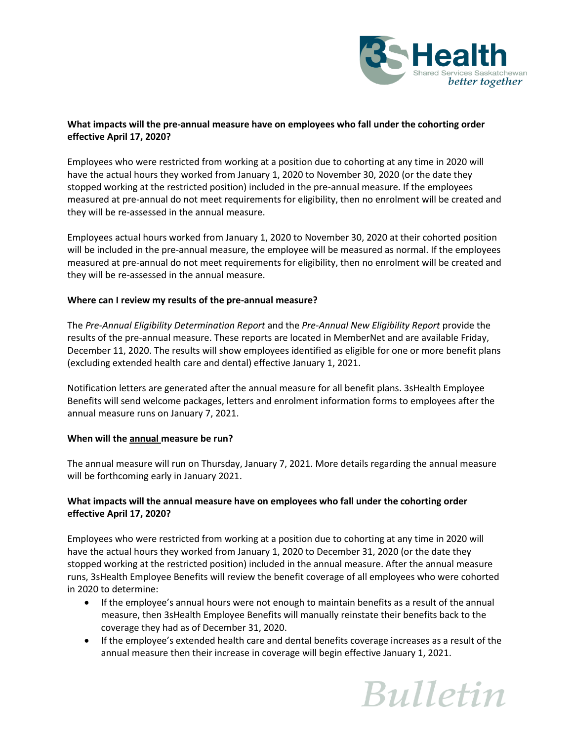**What impacts will the pre-annual measure have on employees who fall under the cohorting order effective April 17, 2020?**

Employees who were restricted from working at a position due to cohorting at any time in 2020 will have the actual hours they worked from January 1, 2020 to November 30, 2020 (or the date they stopped working at the restricted position) included in the pre-annual measure. If the employees measured at pre-annual do not meet requirements for eligibility, then no enrolment will be created and they will be re-assessed in the annual measure.

Employees actual hours worked from January 1, 2020 to November 30, 2020 at their cohorted position will be included in the pre-annual measure, the employee will be measured as normal. If the employees measured at pre-annual do not meet requirements for eligibility, then no enrolment will be created and they will be re-assessed in the annual measure.

**Where can I review my results of the pre-annual measure?**

The *Pre-Annual Eligibility Determination Report* and the *Pre-Annual New Eligibility Report* provide the results of the pre-annual measure. These reports are located in MemberNet and are available Friday, December 11, 2020. The results will show employees identified as eligible for one or more benefit plans (excluding extended health care and dental) effective January 1, 2021.

Notification letters are generated after the annual measure for all benefit plans. 3sHealth Employee Benefits will send welcome packages, letters and enrolment information forms to employees after the annual measure runs on January 7, 2021.

**When will the annual measure be run?**

The annual measure will run on Thursday, January 7, 2021. More details regarding the annual measure will be forthcoming early in January 2021.

**What impacts will the annual measure have on employees who fall under the cohorting order effective April 17, 2020?**

Employees who were restricted from working at a position due to cohorting at any time in 2020 will have the actual hours they worked from January 1, 2020 to December 31, 2020 (or the date they stopped working at the restricted position) included in the annual measure. After the annual measure runs, 3sHealth Employee Benefits will review the benefit coverage of all employees who were cohorted in 2020 to determine:

- If the employee's annual hours were not enough to maintain benefits as a result of the annual measure, then 3sHealth Employee Benefits will manually reinstate their benefits back to the coverage they had as of December 31, 2020.
- If the employee's extended health care and dental benefits coverage increases as a result of the annual measure then their increase in coverage will begin effective January 1, 2021.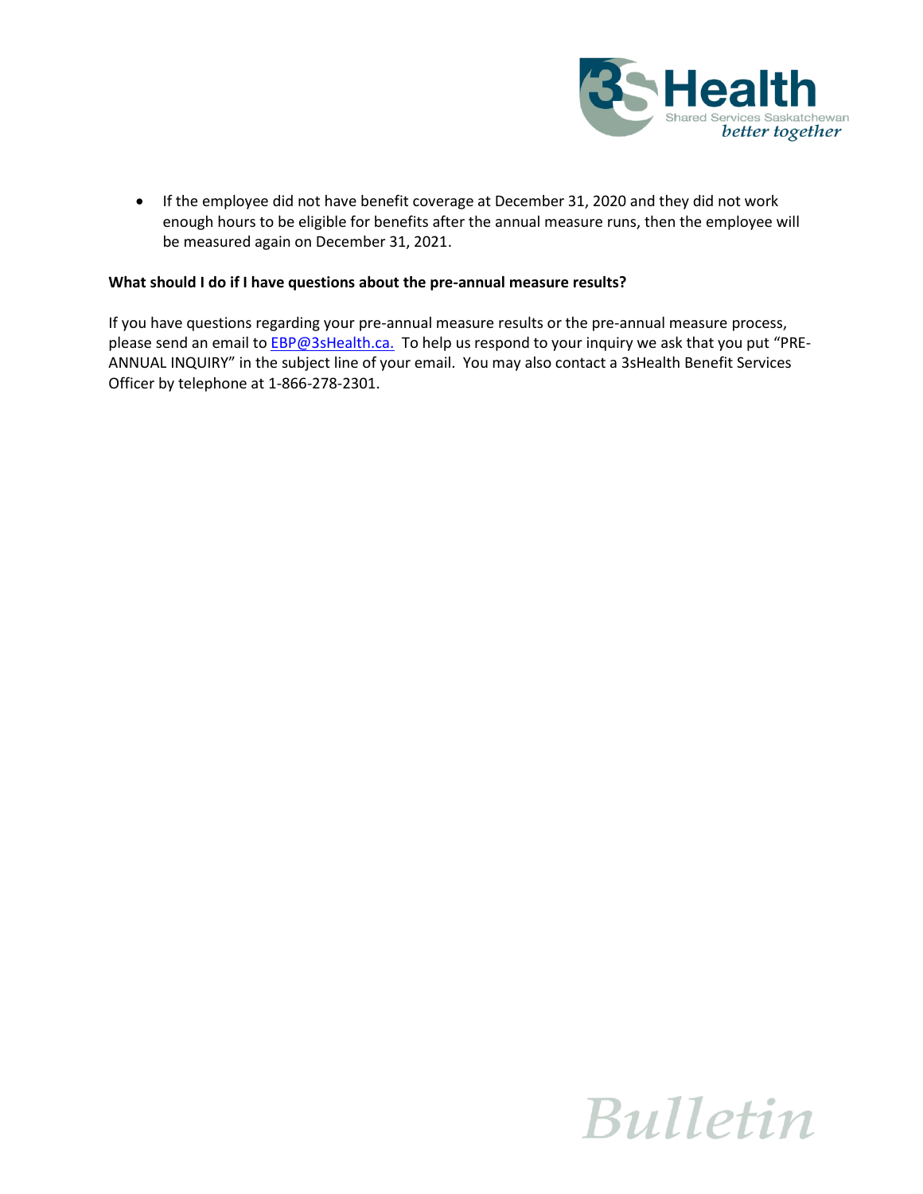- If the employee did not have benefit coverage at December 31, 2020 and they did not work enough hours to be eligible for benefits after the annual measure runs, then the employee will be measured again on December 31, 2021.

**What should I do if I have questions about the pre-annual measure results?**

If you have questions regarding your pre-annual measure results or the pre-annual measure process, please send an email to EBP@3sHealth.ca. To help us respond to your inquiry we ask that you put "PRE-ANNUAL INQUIRY" in the subject line of your email. You may also contact a 3sHealth Benefit Services Officer by telephone at 1-866-278-2301.